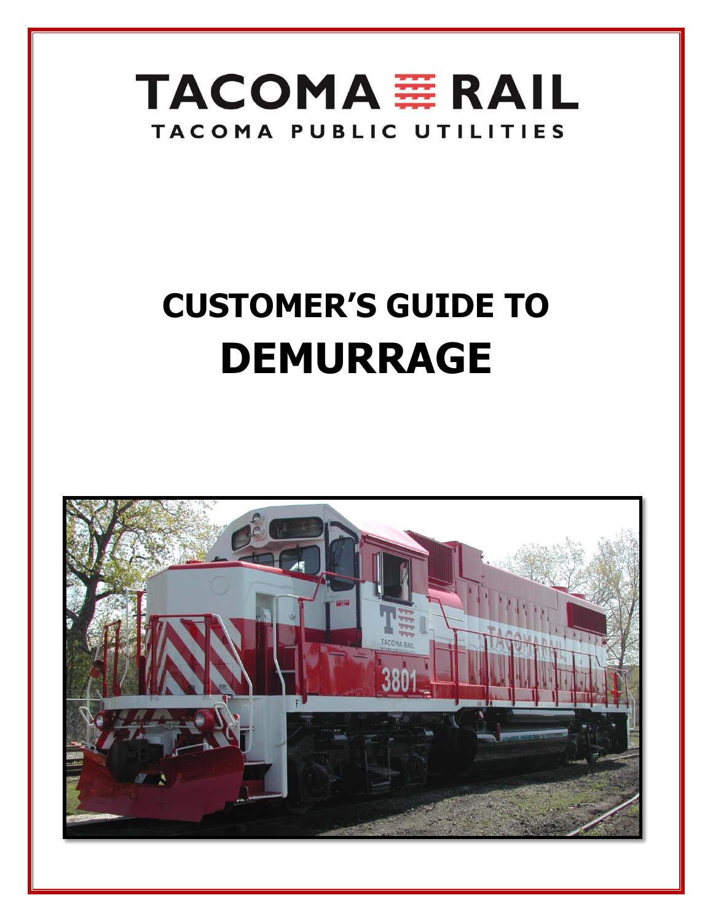# TACOMA RAIL

TACOMA PUBLIC UTILITIES

# CUSTOMER'S GUIDE TO DEMURRAGE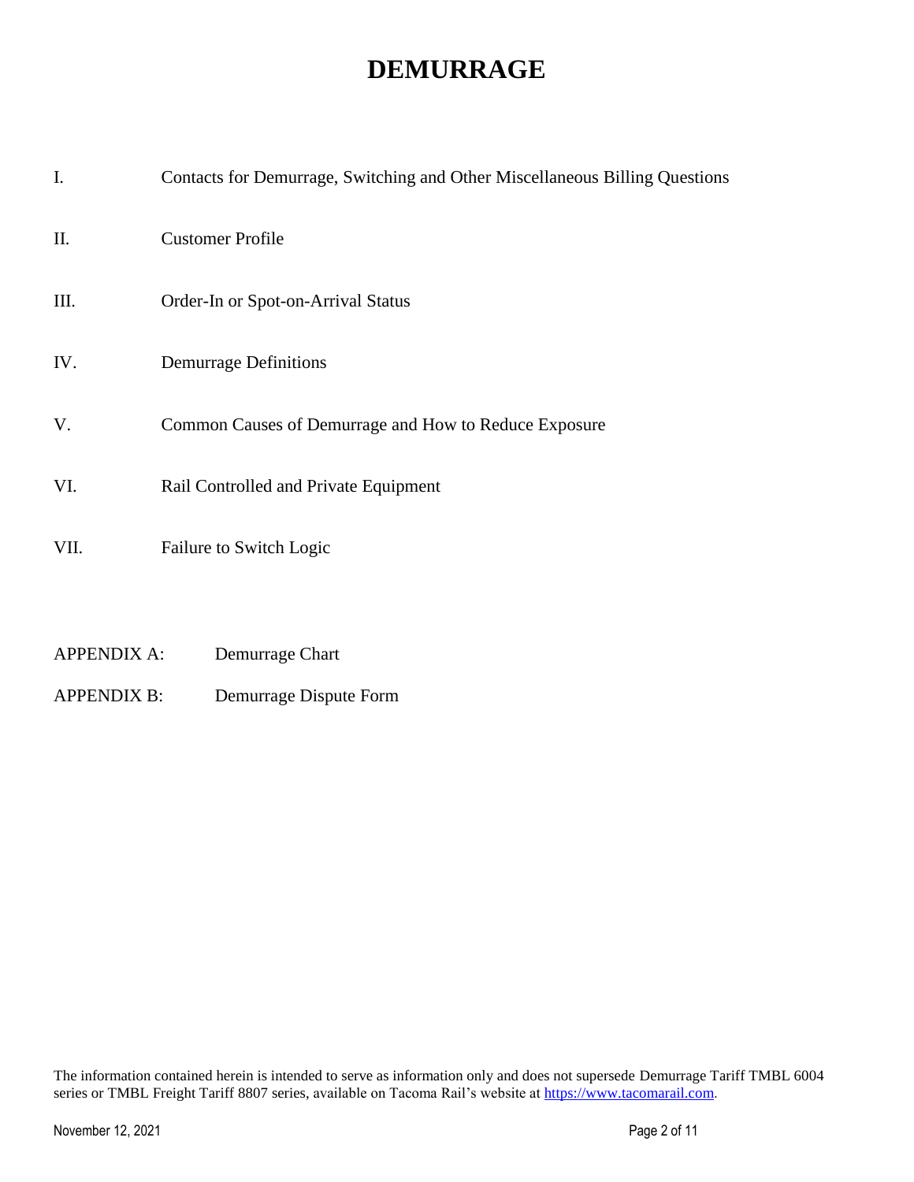# DEMURRAGE

I. Contacts for Demurrage, Switching and Other Miscellaneous Billing Questions

II. Customer Profile

III. Order-In or Spot-on-Arrival Status

IV. Demurrage Definitions

V. Common Causes of Demurrage and How to Reduce Exposure

VI. Rail Controlled and Private Equipment

VII. Failure to Switch Logic

APPENDIX A: Demurrage Chart

APPENDIX B: Demurrage Dispute Form

The information contained herein is intended to serve as information only and does not supersede Demurrage Tariff TMBL 6004 series or TMBL Freight Tariff 8807 series, available on Tacoma Rail's website at https://www.tacomarail.com.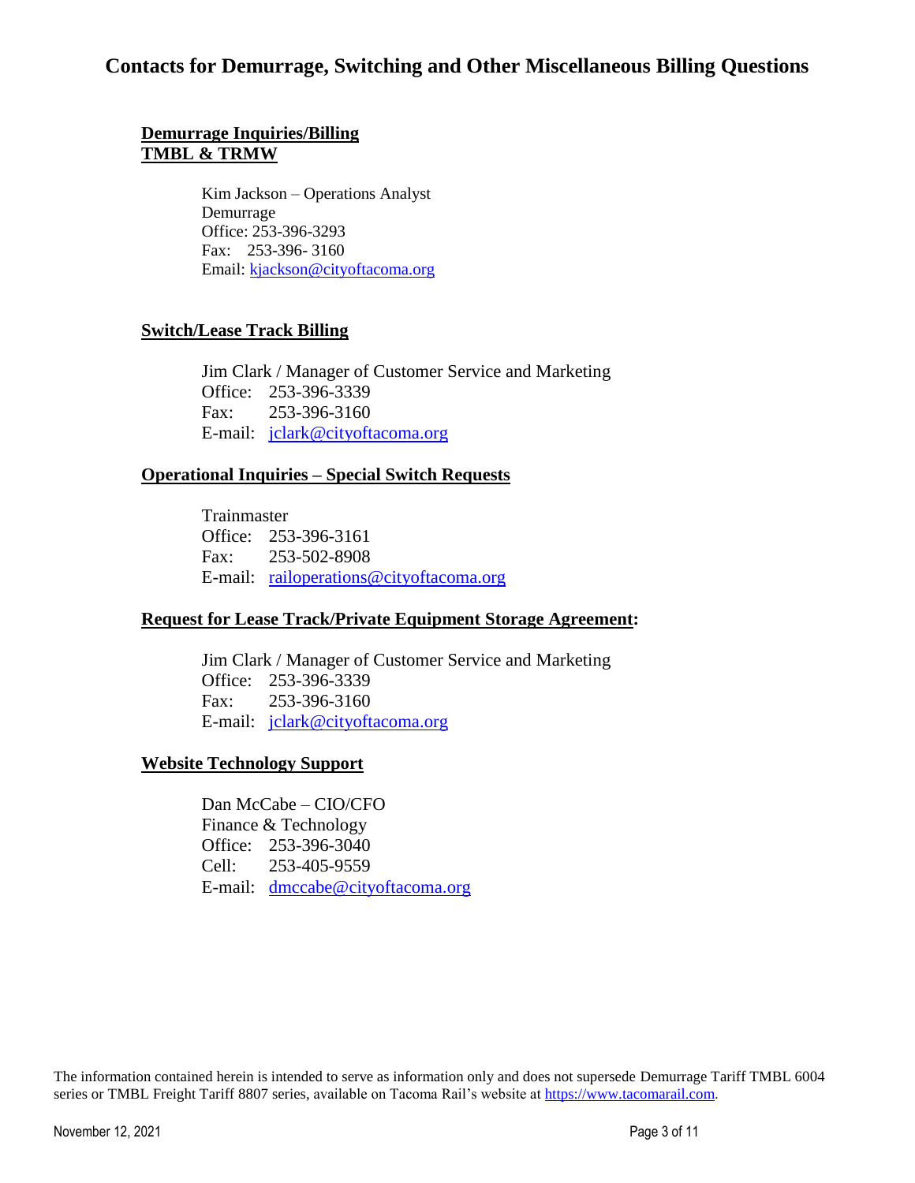# Contacts for Demurrage, Switching and Other Miscellaneous Billing Questions

**Demurrage Inquiries/Billing**
**TMBL & TRMW**

Kim Jackson – Operations Analyst
Demurrage
Office: 253-396-3293
Fax: 253-396- 3160
Email: kjackson@cityoftacoma.org

**Switch/Lease Track Billing**

Jim Clark / Manager of Customer Service and Marketing
Office: 253-396-3339
Fax: 253-396-3160
E-mail: jclark@cityoftacoma.org

**Operational Inquiries – Special Switch Requests**

Trainmaster
Office: 253-396-3161
Fax: 253-502-8908
E-mail: railoperations@cityoftacoma.org

**Request for Lease Track/Private Equipment Storage Agreement:**

Jim Clark / Manager of Customer Service and Marketing
Office: 253-396-3339
Fax: 253-396-3160
E-mail: jclark@cityoftacoma.org

**Website Technology Support**

Dan McCabe – CIO/CFO
Finance & Technology
Office: 253-396-3040
Cell: 253-405-9559
E-mail: dmccabe@cityoftacoma.org

The information contained herein is intended to serve as information only and does not supersede Demurrage Tariff TMBL 6004 series or TMBL Freight Tariff 8807 series, available on Tacoma Rail's website at https://www.tacomarail.com.

November 12, 2021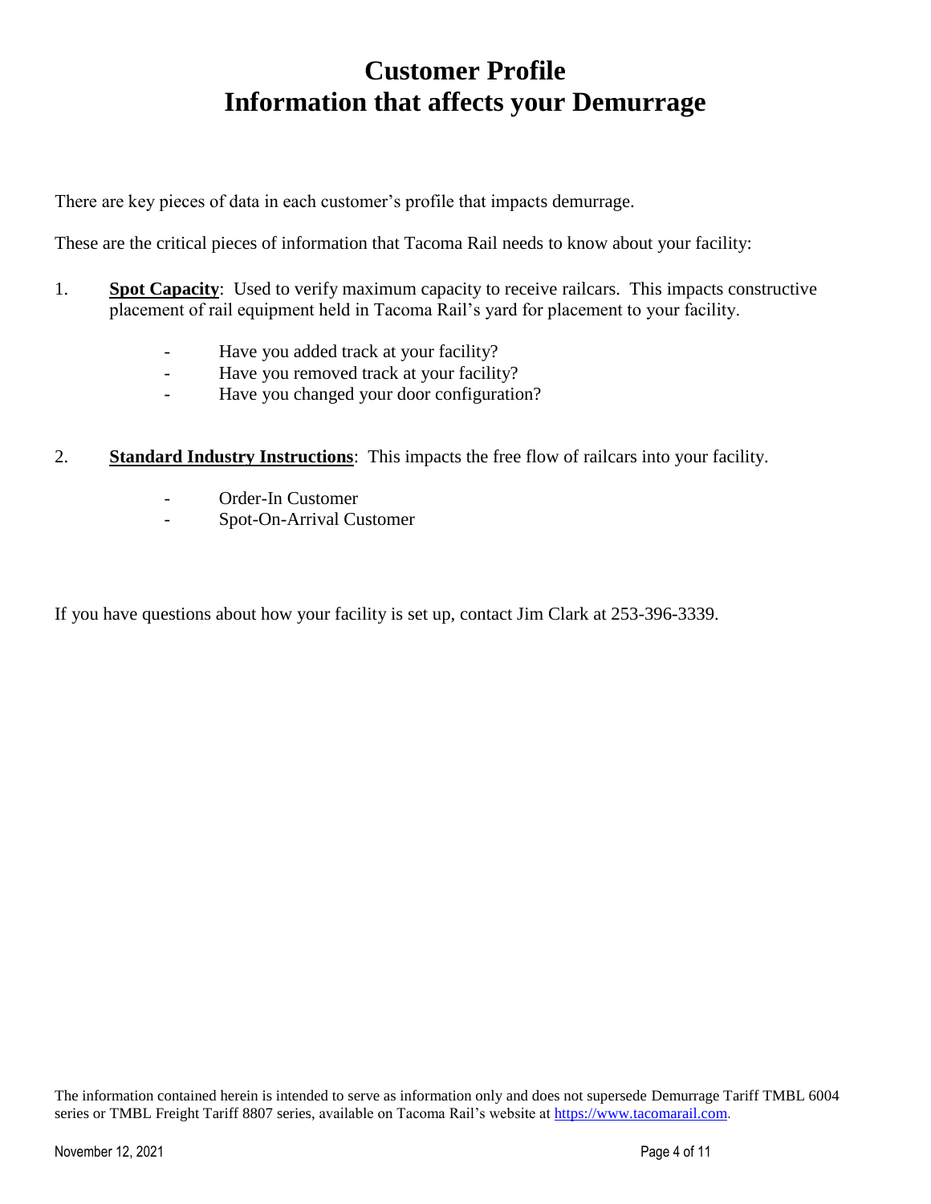# Customer Profile
# Information that affects your Demurrage

There are key pieces of data in each customer's profile that impacts demurrage.

These are the critical pieces of information that Tacoma Rail needs to know about your facility:

1. **Spot Capacity**: Used to verify maximum capacity to receive railcars. This impacts constructive placement of rail equipment held in Tacoma Rail's yard for placement to your facility.
   - Have you added track at your facility?
   - Have you removed track at your facility?
   - Have you changed your door configuration?

2. **Standard Industry Instructions**: This impacts the free flow of railcars into your facility.
   - Order-In Customer
   - Spot-On-Arrival Customer

If you have questions about how your facility is set up, contact Jim Clark at 253-396-3339.

The information contained herein is intended to serve as information only and does not supersede Demurrage Tariff TMBL 6004 series or TMBL Freight Tariff 8807 series, available on Tacoma Rail's website at https://www.tacomarail.com.

November 12, 2021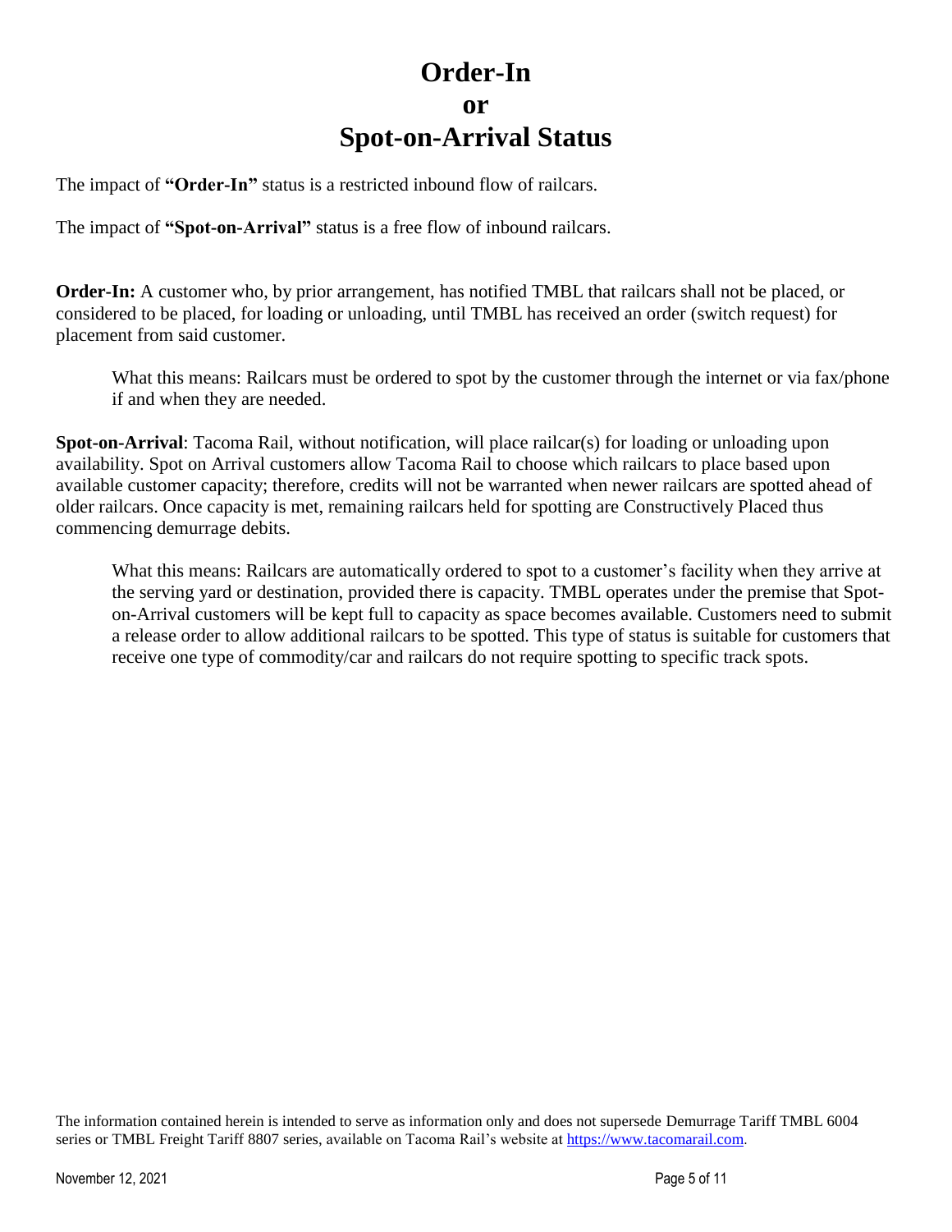# Order-In
# or
# Spot-on-Arrival Status

The impact of **"Order-In"** status is a restricted inbound flow of railcars.

The impact of **"Spot-on-Arrival"** status is a free flow of inbound railcars.

**Order-In:** A customer who, by prior arrangement, has notified TMBL that railcars shall not be placed, or considered to be placed, for loading or unloading, until TMBL has received an order (switch request) for placement from said customer.

> What this means: Railcars must be ordered to spot by the customer through the internet or via fax/phone if and when they are needed.

**Spot-on-Arrival**: Tacoma Rail, without notification, will place railcar(s) for loading or unloading upon availability. Spot on Arrival customers allow Tacoma Rail to choose which railcars to place based upon available customer capacity; therefore, credits will not be warranted when newer railcars are spotted ahead of older railcars. Once capacity is met, remaining railcars held for spotting are Constructively Placed thus commencing demurrage debits.

> What this means: Railcars are automatically ordered to spot to a customer's facility when they arrive at the serving yard or destination, provided there is capacity. TMBL operates under the premise that Spot-on-Arrival customers will be kept full to capacity as space becomes available. Customers need to submit a release order to allow additional railcars to be spotted. This type of status is suitable for customers that receive one type of commodity/car and railcars do not require spotting to specific track spots.

The information contained herein is intended to serve as information only and does not supersede Demurrage Tariff TMBL 6004 series or TMBL Freight Tariff 8807 series, available on Tacoma Rail's website at [https://www.tacomarail.com](https://www.tacomarail.com).

November 12, 2021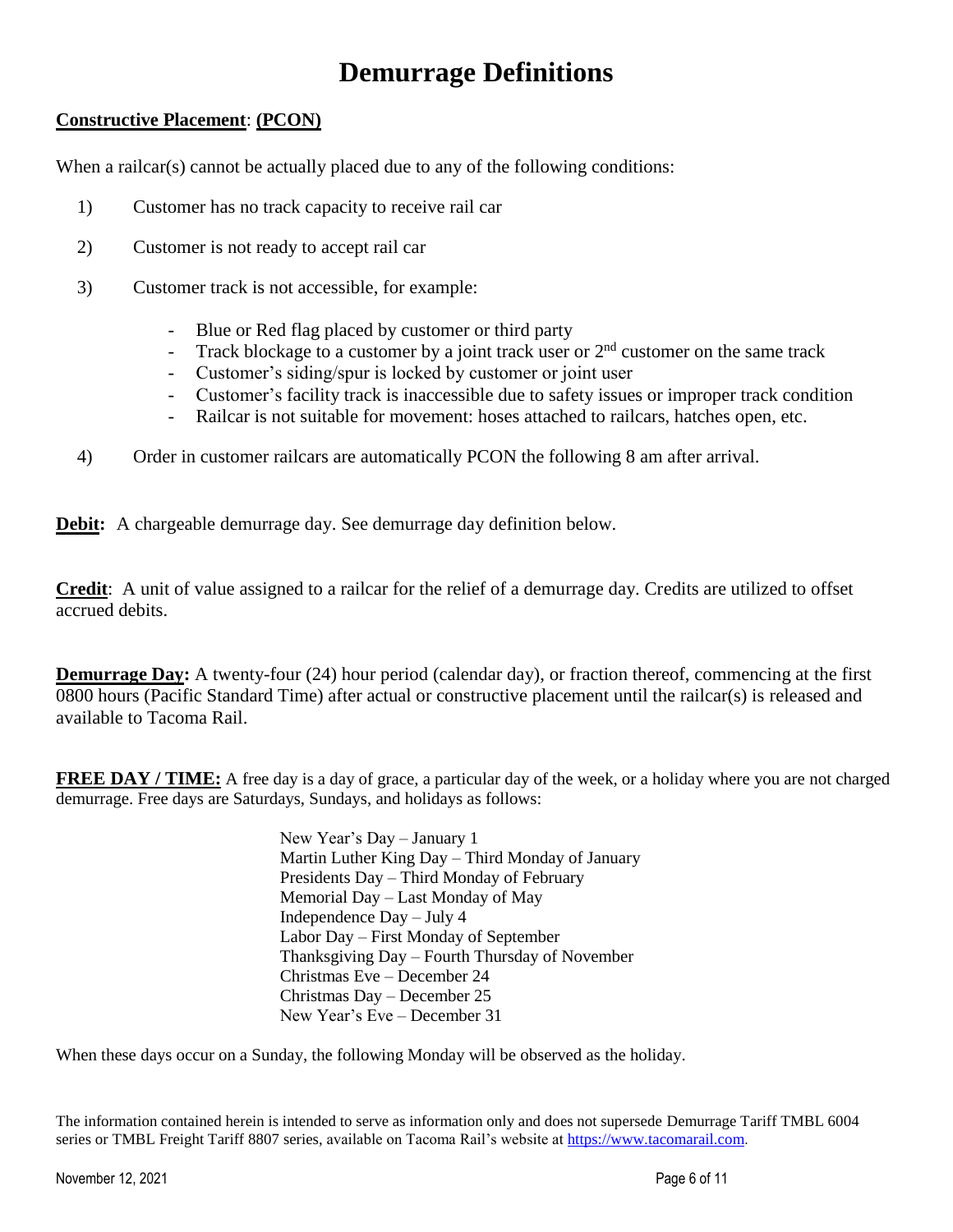# Demurrage Definitions

**Constructive Placement**: **(PCON)**

When a railcar(s) cannot be actually placed due to any of the following conditions:

1) Customer has no track capacity to receive rail car

2) Customer is not ready to accept rail car

3) Customer track is not accessible, for example:

   - Blue or Red flag placed by customer or third party
   - Track blockage to a customer by a joint track user or 2nd customer on the same track
   - Customer's siding/spur is locked by customer or joint user
   - Customer's facility track is inaccessible due to safety issues or improper track condition
   - Railcar is not suitable for movement: hoses attached to railcars, hatches open, etc.

4) Order in customer railcars are automatically PCON the following 8 am after arrival.

**Debit:** A chargeable demurrage day. See demurrage day definition below.

**Credit**: A unit of value assigned to a railcar for the relief of a demurrage day. Credits are utilized to offset accrued debits.

**Demurrage Day:** A twenty-four (24) hour period (calendar day), or fraction thereof, commencing at the first 0800 hours (Pacific Standard Time) after actual or constructive placement until the railcar(s) is released and available to Tacoma Rail.

**FREE DAY / TIME:** A free day is a day of grace, a particular day of the week, or a holiday where you are not charged demurrage. Free days are Saturdays, Sundays, and holidays as follows:

New Year's Day – January 1
Martin Luther King Day – Third Monday of January
Presidents Day – Third Monday of February
Memorial Day – Last Monday of May
Independence Day – July 4
Labor Day – First Monday of September
Thanksgiving Day – Fourth Thursday of November
Christmas Eve – December 24
Christmas Day – December 25
New Year's Eve – December 31

When these days occur on a Sunday, the following Monday will be observed as the holiday.

The information contained herein is intended to serve as information only and does not supersede Demurrage Tariff TMBL 6004 series or TMBL Freight Tariff 8807 series, available on Tacoma Rail's website at https://www.tacomarail.com.

November 12, 2021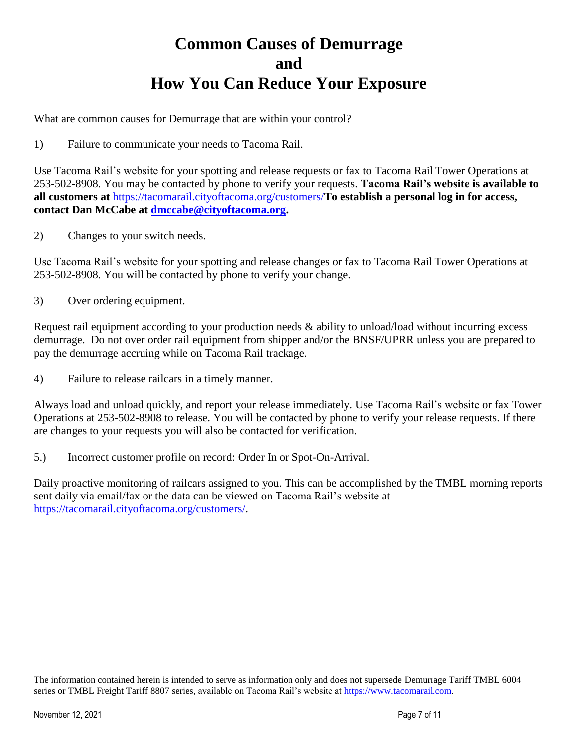# Common Causes of Demurrage and How You Can Reduce Your Exposure

What are common causes for Demurrage that are within your control?

1) Failure to communicate your needs to Tacoma Rail.

Use Tacoma Rail's website for your spotting and release requests or fax to Tacoma Rail Tower Operations at 253-502-8908. You may be contacted by phone to verify your requests. **Tacoma Rail's website is available to all customers at** https://tacomarail.cityoftacoma.org/customers/**To establish a personal log in for access, contact Dan McCabe at dmccabe@cityoftacoma.org.**

2) Changes to your switch needs.

Use Tacoma Rail's website for your spotting and release changes or fax to Tacoma Rail Tower Operations at 253-502-8908. You will be contacted by phone to verify your change.

3) Over ordering equipment.

Request rail equipment according to your production needs & ability to unload/load without incurring excess demurrage. Do not over order rail equipment from shipper and/or the BNSF/UPRR unless you are prepared to pay the demurrage accruing while on Tacoma Rail trackage.

4) Failure to release railcars in a timely manner.

Always load and unload quickly, and report your release immediately. Use Tacoma Rail's website or fax Tower Operations at 253-502-8908 to release. You will be contacted by phone to verify your release requests. If there are changes to your requests you will also be contacted for verification.

5.) Incorrect customer profile on record: Order In or Spot-On-Arrival.

Daily proactive monitoring of railcars assigned to you. This can be accomplished by the TMBL morning reports sent daily via email/fax or the data can be viewed on Tacoma Rail's website at https://tacomarail.cityoftacoma.org/customers/.

The information contained herein is intended to serve as information only and does not supersede Demurrage Tariff TMBL 6004 series or TMBL Freight Tariff 8807 series, available on Tacoma Rail's website at https://www.tacomarail.com.

November 12, 2021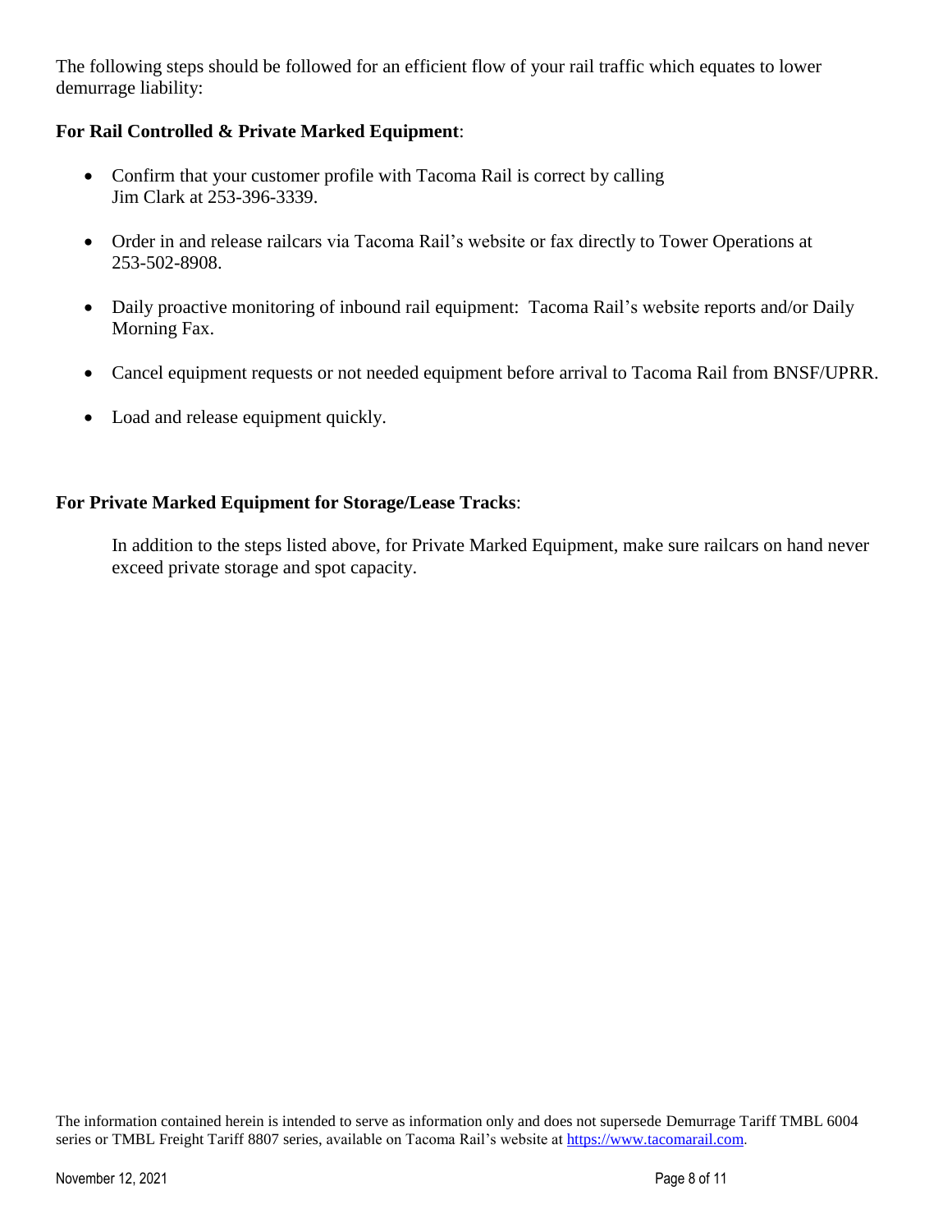The following steps should be followed for an efficient flow of your rail traffic which equates to lower demurrage liability:

**For Rail Controlled & Private Marked Equipment**:

- Confirm that your customer profile with Tacoma Rail is correct by calling Jim Clark at 253-396-3339.
- Order in and release railcars via Tacoma Rail's website or fax directly to Tower Operations at 253-502-8908.
- Daily proactive monitoring of inbound rail equipment: Tacoma Rail's website reports and/or Daily Morning Fax.
- Cancel equipment requests or not needed equipment before arrival to Tacoma Rail from BNSF/UPRR.
- Load and release equipment quickly.

**For Private Marked Equipment for Storage/Lease Tracks**:

In addition to the steps listed above, for Private Marked Equipment, make sure railcars on hand never exceed private storage and spot capacity.

The information contained herein is intended to serve as information only and does not supersede Demurrage Tariff TMBL 6004 series or TMBL Freight Tariff 8807 series, available on Tacoma Rail's website at [https://www.tacomarail.com](https://www.tacomarail.com).

November 12, 2021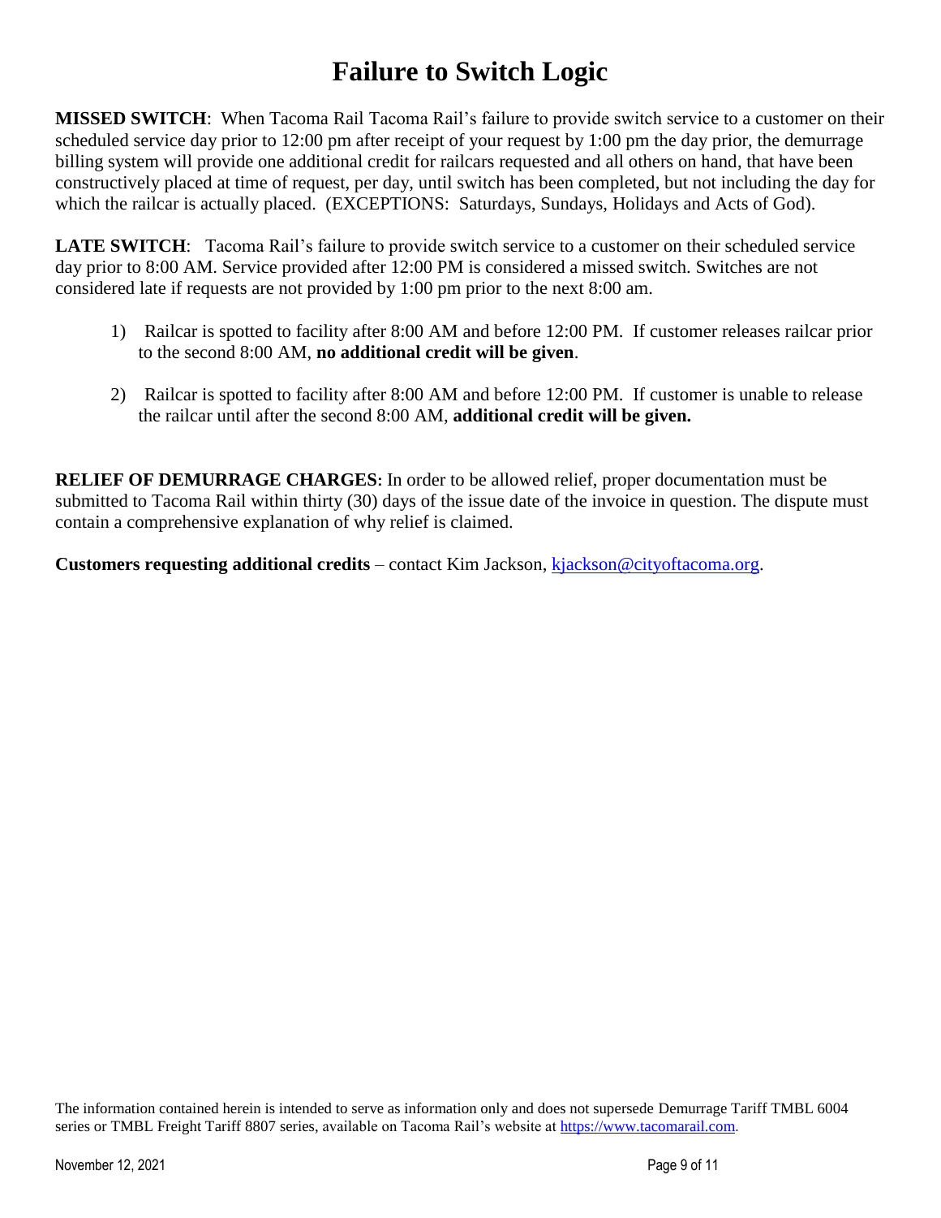# Failure to Switch Logic

**MISSED SWITCH**: When Tacoma Rail Tacoma Rail's failure to provide switch service to a customer on their scheduled service day prior to 12:00 pm after receipt of your request by 1:00 pm the day prior, the demurrage billing system will provide one additional credit for railcars requested and all others on hand, that have been constructively placed at time of request, per day, until switch has been completed, but not including the day for which the railcar is actually placed. (EXCEPTIONS: Saturdays, Sundays, Holidays and Acts of God).

**LATE SWITCH**: Tacoma Rail's failure to provide switch service to a customer on their scheduled service day prior to 8:00 AM. Service provided after 12:00 PM is considered a missed switch. Switches are not considered late if requests are not provided by 1:00 pm prior to the next 8:00 am.

1) Railcar is spotted to facility after 8:00 AM and before 12:00 PM. If customer releases railcar prior to the second 8:00 AM, **no additional credit will be given**.

2) Railcar is spotted to facility after 8:00 AM and before 12:00 PM. If customer is unable to release the railcar until after the second 8:00 AM, **additional credit will be given.**

**RELIEF OF DEMURRAGE CHARGES**: In order to be allowed relief, proper documentation must be submitted to Tacoma Rail within thirty (30) days of the issue date of the invoice in question. The dispute must contain a comprehensive explanation of why relief is claimed.

**Customers requesting additional credits** – contact Kim Jackson, kjackson@cityoftacoma.org.

The information contained herein is intended to serve as information only and does not supersede Demurrage Tariff TMBL 6004 series or TMBL Freight Tariff 8807 series, available on Tacoma Rail's website at https://www.tacomarail.com.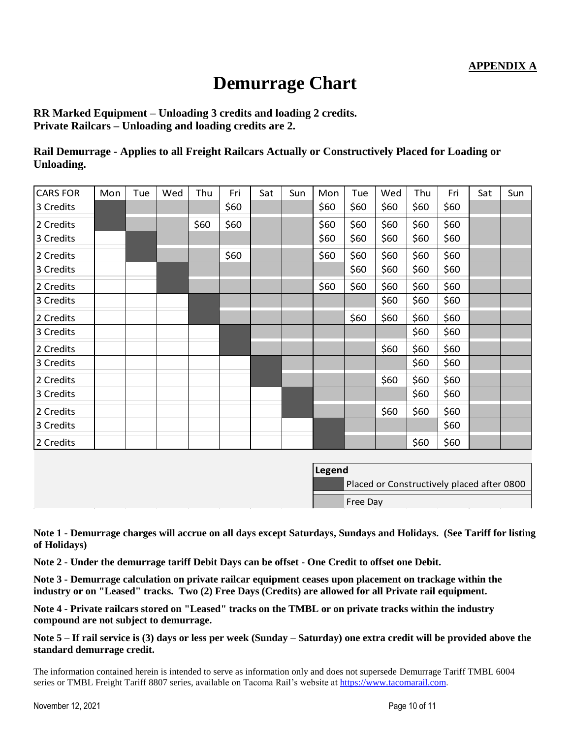**APPENDIX A**

# Demurrage Chart

**RR Marked Equipment – Unloading 3 credits and loading 2 credits.**
**Private Railcars – Unloading and loading credits are 2.**

**Rail Demurrage - Applies to all Freight Railcars Actually or Constructively Placed for Loading or Unloading.**

| CARS FOR | Mon | Tue | Wed | Thu | Fri | Sat | Sun | Mon | Tue | Wed | Thu | Fri | Sat | Sun |
|---|---|---|---|---|---|---|---|---|---|---|---|---|---|---|
| 3 Credits | | | | | $60 | | | $60 | $60 | $60 | $60 | $60 | | |
| 2 Credits | | | | $60 | $60 | | | $60 | $60 | $60 | $60 | $60 | | |
| 3 Credits | | | | | | | | $60 | $60 | $60 | $60 | $60 | | |
| 2 Credits | | | | | $60 | | | $60 | $60 | $60 | $60 | $60 | | |
| 3 Credits | | | | | | | | | $60 | $60 | $60 | $60 | | |
| 2 Credits | | | | | | | | $60 | $60 | $60 | $60 | $60 | | |
| 3 Credits | | | | | | | | | | $60 | $60 | $60 | | |
| 2 Credits | | | | | | | | | $60 | $60 | $60 | $60 | | |
| 3 Credits | | | | | | | | | | | $60 | $60 | | |
| 2 Credits | | | | | | | | | | $60 | $60 | $60 | | |
| 3 Credits | | | | | | | | | | | $60 | $60 | | |
| 2 Credits | | | | | | | | | | $60 | $60 | $60 | | |
| 3 Credits | | | | | | | | | | | $60 | $60 | | |
| 2 Credits | | | | | | | | | | $60 | $60 | $60 | | |
| 3 Credits | | | | | | | | | | | | $60 | | |
| 2 Credits | | | | | | | | | | | $60 | $60 | | |

| Legend | |
|---|---|
| (dark shading) | Placed or Constructively placed after 0800 |
| (light shading) | Free Day |

**Note 1 - Demurrage charges will accrue on all days except Saturdays, Sundays and Holidays. (See Tariff for listing of Holidays)**

**Note 2 - Under the demurrage tariff Debit Days can be offset - One Credit to offset one Debit.**

**Note 3 - Demurrage calculation on private railcar equipment ceases upon placement on trackage within the industry or on "Leased" tracks. Two (2) Free Days (Credits) are allowed for all Private rail equipment.**

**Note 4 - Private railcars stored on "Leased" tracks on the TMBL or on private tracks within the industry compound are not subject to demurrage.**

**Note 5 – If rail service is (3) days or less per week (Sunday – Saturday) one extra credit will be provided above the standard demurrage credit.**

The information contained herein is intended to serve as information only and does not supersede Demurrage Tariff TMBL 6004 series or TMBL Freight Tariff 8807 series, available on Tacoma Rail's website at https://www.tacomarail.com.

November 12, 2021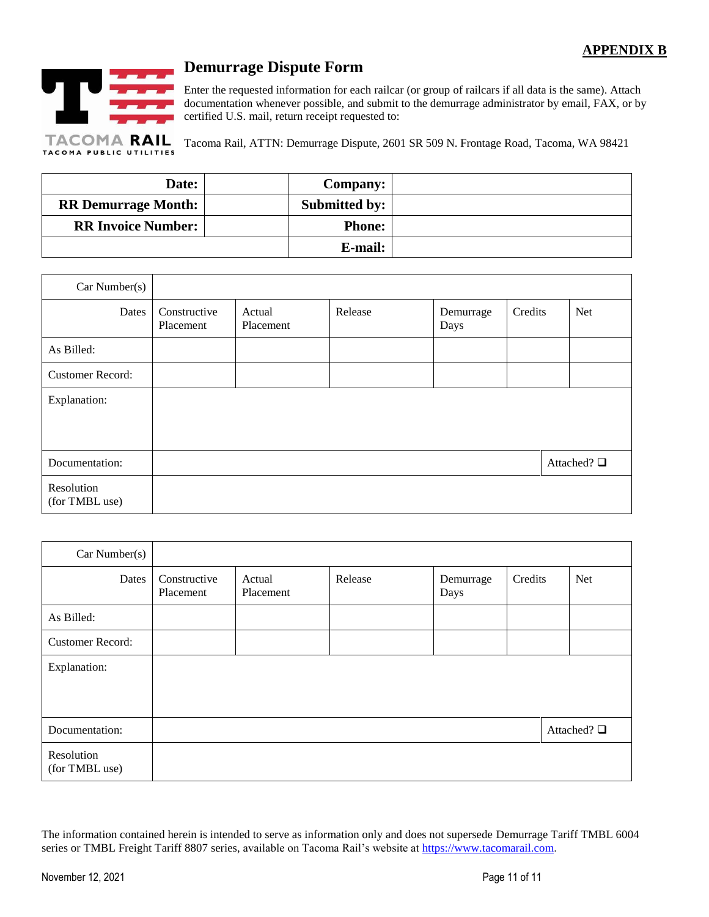**APPENDIX B**

TACOMA RAIL
TACOMA PUBLIC UTILITIES

# Demurrage Dispute Form

Enter the requested information for each railcar (or group of railcars if all data is the same). Attach documentation whenever possible, and submit to the demurrage administrator by email, FAX, or by certified U.S. mail, return receipt requested to:

Tacoma Rail, ATTN: Demurrage Dispute, 2601 SR 509 N. Frontage Road, Tacoma, WA 98421

| | | | |
|---|---|---|---|
| **Date:** | | **Company:** | |
| **RR Demurrage Month:** | | **Submitted by:** | |
| **RR Invoice Number:** | | **Phone:** | |
| | | **E-mail:** | |

| | | | | | | |
|---|---|---|---|---|---|---|
| Car Number(s) | | | | | | |
| Dates | Constructive Placement | Actual Placement | Release | Demurrage Days | Credits | Net |
| As Billed: | | | | | | |
| Customer Record: | | | | | | |
| Explanation: | | | | | | |
| Documentation: | | | | | | Attached? ☐ |
| Resolution (for TMBL use) | | | | | | |

| | | | | | | |
|---|---|---|---|---|---|---|
| Car Number(s) | | | | | | |
| Dates | Constructive Placement | Actual Placement | Release | Demurrage Days | Credits | Net |
| As Billed: | | | | | | |
| Customer Record: | | | | | | |
| Explanation: | | | | | | |
| Documentation: | | | | | | Attached? ☐ |
| Resolution (for TMBL use) | | | | | | |

The information contained herein is intended to serve as information only and does not supersede Demurrage Tariff TMBL 6004 series or TMBL Freight Tariff 8807 series, available on Tacoma Rail's website at https://www.tacomarail.com.

November 12, 2021